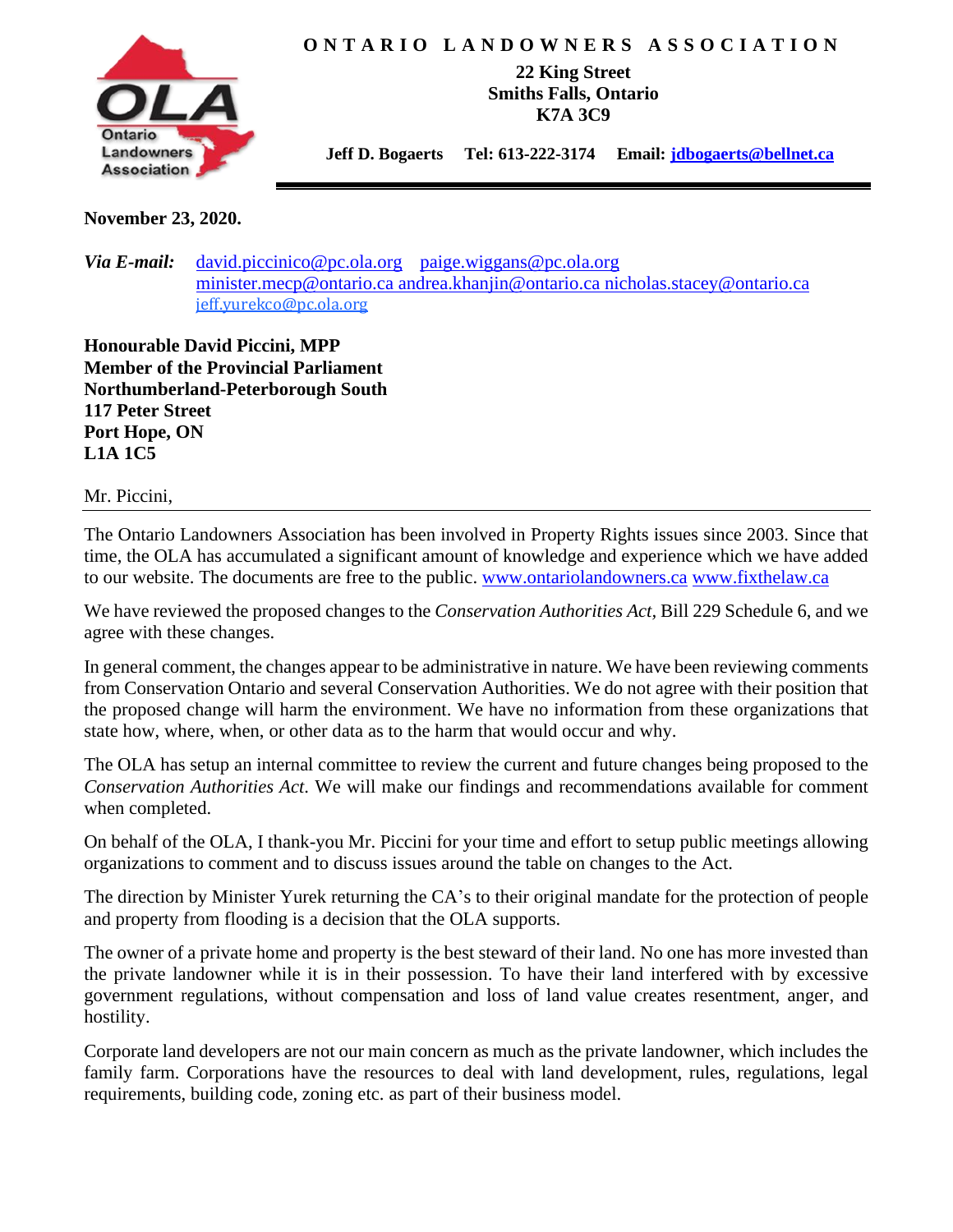**ONTARIO LANDOWNERS ASSOCIATION**

**22 King Street**
**Smiths Falls, Ontario**
**K7A 3C9**

**Jeff D. Bogaerts Tel: 613-222-3174 Email: jdbogaerts@bellnet.ca**

---

**November 23, 2020.**

***Via E-mail:*** david.piccinico@pc.ola.org paige.wiggans@pc.ola.org
minister.mecp@ontario.ca andrea.khanjin@ontario.ca nicholas.stacey@ontario.ca
jeff.yurekco@pc.ola.org

**Honourable David Piccini, MPP**
**Member of the Provincial Parliament**
**Northumberland-Peterborough South**
**117 Peter Street**
**Port Hope, ON**
**L1A 1C5**

Mr. Piccini,

---

The Ontario Landowners Association has been involved in Property Rights issues since 2003. Since that time, the OLA has accumulated a significant amount of knowledge and experience which we have added to our website. The documents are free to the public. www.ontariolandowners.ca www.fixthelaw.ca

We have reviewed the proposed changes to the *Conservation Authorities Act*, Bill 229 Schedule 6, and we agree with these changes.

In general comment, the changes appear to be administrative in nature. We have been reviewing comments from Conservation Ontario and several Conservation Authorities. We do not agree with their position that the proposed change will harm the environment. We have no information from these organizations that state how, where, when, or other data as to the harm that would occur and why.

The OLA has setup an internal committee to review the current and future changes being proposed to the *Conservation Authorities Act*. We will make our findings and recommendations available for comment when completed.

On behalf of the OLA, I thank-you Mr. Piccini for your time and effort to setup public meetings allowing organizations to comment and to discuss issues around the table on changes to the Act.

The direction by Minister Yurek returning the CA's to their original mandate for the protection of people and property from flooding is a decision that the OLA supports.

The owner of a private home and property is the best steward of their land. No one has more invested than the private landowner while it is in their possession. To have their land interfered with by excessive government regulations, without compensation and loss of land value creates resentment, anger, and hostility.

Corporate land developers are not our main concern as much as the private landowner, which includes the family farm. Corporations have the resources to deal with land development, rules, regulations, legal requirements, building code, zoning etc. as part of their business model.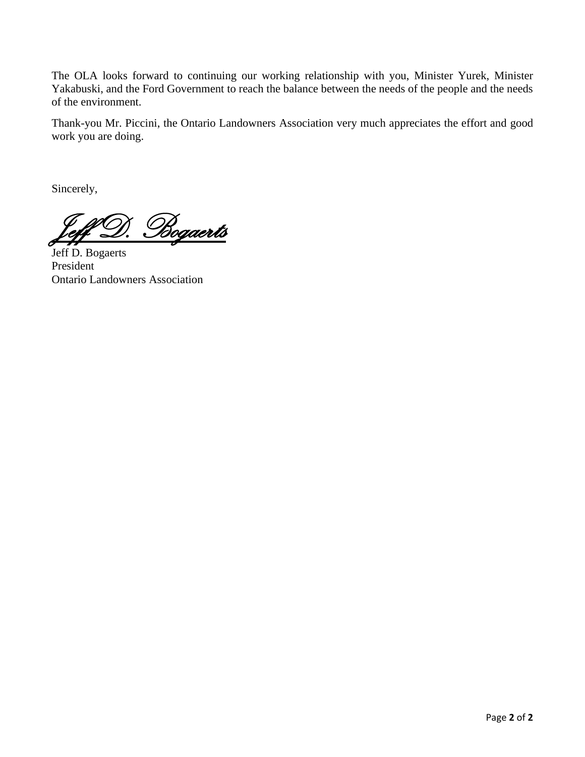The OLA looks forward to continuing our working relationship with you, Minister Yurek, Minister Yakabuski, and the Ford Government to reach the balance between the needs of the people and the needs of the environment.

Thank-you Mr. Piccini, the Ontario Landowners Association very much appreciates the effort and good work you are doing.

Sincerely,

*Jeff D. Bogaerts*

Jeff D. Bogaerts
President
Ontario Landowners Association